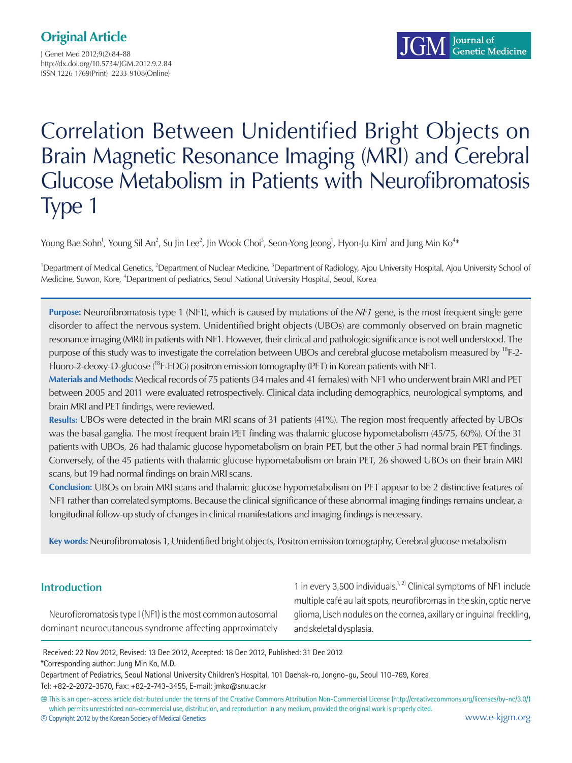Original Article

# Correlation Between Unidentified Bright Objects on Brain Magnetic Resonance Imaging (MRI) and Cerebral Glucose Metabolism in Patients with Neurofibromatosis Type 1

Young Bae Sohn[1], Young Sil An[2], Su Jin Lee[2], Jin Wook Choi[3], Seon-Yong Jeong[1], Hyon-Ju Kim[1] and Jung Min Ko[4]*

[1]Department of Medical Genetics, [2]Department of Nuclear Medicine, [3]Department of Radiology, Ajou University Hospital, Ajou University School of Medicine, Suwon, Kore, [4]Department of pediatrics, Seoul National University Hospital, Seoul, Korea

**Purpose:** Neurofibromatosis type 1 (NF1), which is caused by mutations of the *NF1* gene, is the most frequent single gene disorder to affect the nervous system. Unidentified bright objects (UBOs) are commonly observed on brain magnetic resonance imaging (MRI) in patients with NF1. However, their clinical and pathologic significance is not well understood. The purpose of this study was to investigate the correlation between UBOs and cerebral glucose metabolism measured by $^{18}$F-2-Fluoro-2-deoxy-D-glucose ($^{18}$F-FDG) positron emission tomography (PET) in Korean patients with NF1.

**Materials and Methods:** Medical records of 75 patients (34 males and 41 females) with NF1 who underwent brain MRI and PET between 2005 and 2011 were evaluated retrospectively. Clinical data including demographics, neurological symptoms, and brain MRI and PET findings, were reviewed.

**Results:** UBOs were detected in the brain MRI scans of 31 patients (41%). The region most frequently affected by UBOs was the basal ganglia. The most frequent brain PET finding was thalamic glucose hypometabolism (45/75, 60%). Of the 31 patients with UBOs, 26 had thalamic glucose hypometabolism on brain PET, but the other 5 had normal brain PET findings. Conversely, of the 45 patients with thalamic glucose hypometabolism on brain PET, 26 showed UBOs on their brain MRI scans, but 19 had normal findings on brain MRI scans.

**Conclusion:** UBOs on brain MRI scans and thalamic glucose hypometabolism on PET appear to be 2 distinctive features of NF1 rather than correlated symptoms. Because the clinical significance of these abnormal imaging findings remains unclear, a longitudinal follow-up study of changes in clinical manifestations and imaging findings is necessary.

**Key words:** Neurofibromatosis 1, Unidentified bright objects, Positron emission tomography, Cerebral glucose metabolism

## Introduction

Neurofibromatosis type I (NF1) is the most common autosomal dominant neurocutaneous syndrome affecting approximately 1 in every 3,500 individuals.[1,2] Clinical symptoms of NF1 include multiple café au lait spots, neurofibromas in the skin, optic nerve glioma, Lisch nodules on the cornea, axillary or inguinal freckling, and skeletal dysplasia.

Received: 22 Nov 2012, Revised: 13 Dec 2012, Accepted: 18 Dec 2012, Published: 31 Dec 2012

*Corresponding author: Jung Min Ko, M.D.

Department of Pediatrics, Seoul National University Children's Hospital, 101 Daehak-ro, Jongno-gu, Seoul 110-769, Korea

Tel: +82-2-2072-3570, Fax: +82-2-743-3455, E-mail: jmko@snu.ac.kr

This is an open-access article distributed under the terms of the Creative Commons Attribution Non-Commercial License (http://creativecommons.org/licenses/by-nc/3.0/) which permits unrestricted non-commercial use, distribution, and reproduction in any medium, provided the original work is properly cited.

© Copyright 2012 by the Korean Society of Medical Genetics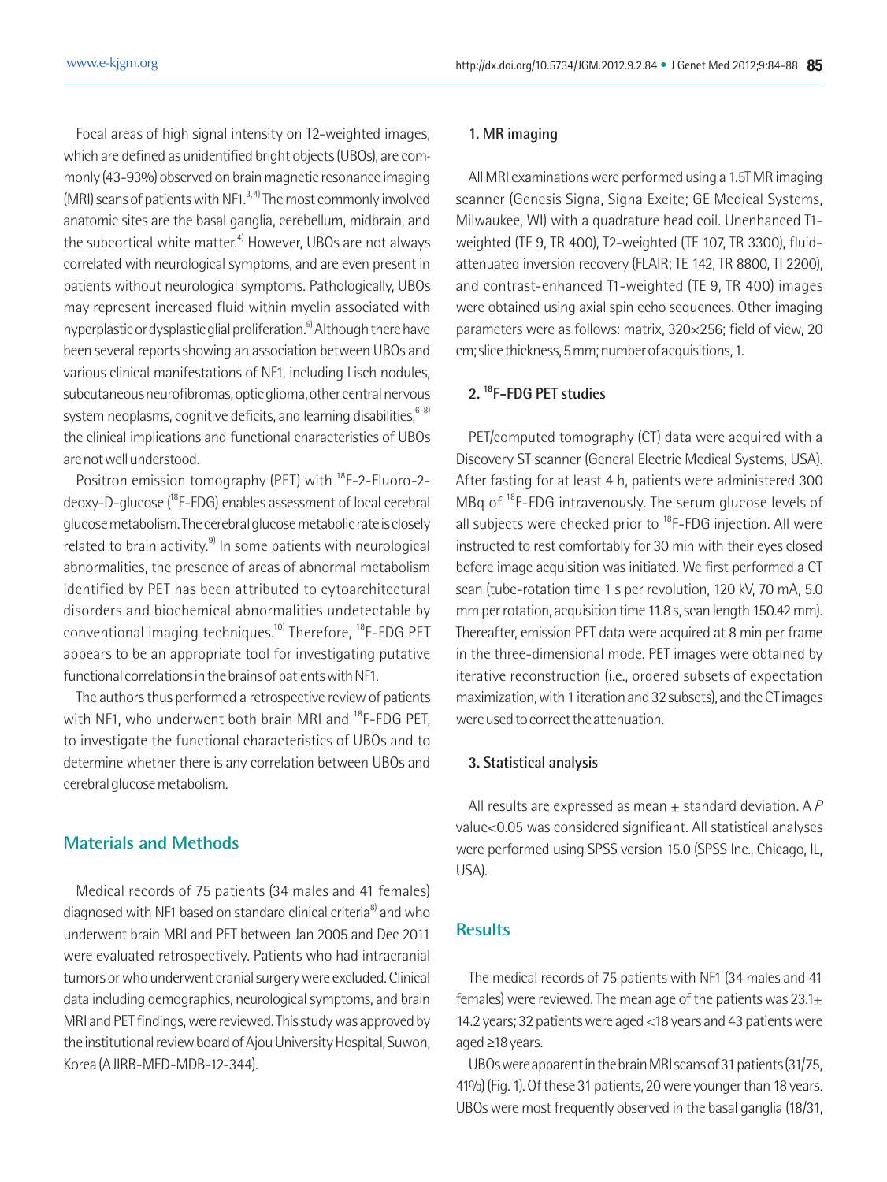Focal areas of high signal intensity on T2-weighted images, which are defined as unidentified bright objects (UBOs), are commonly (43-93%) observed on brain magnetic resonance imaging (MRI) scans of patients with NF1.[3,4] The most commonly involved anatomic sites are the basal ganglia, cerebellum, midbrain, and the subcortical white matter.[4] However, UBOs are not always correlated with neurological symptoms, and are even present in patients without neurological symptoms. Pathologically, UBOs may represent increased fluid within myelin associated with hyperplastic or dysplastic glial proliferation.[5] Although there have been several reports showing an association between UBOs and various clinical manifestations of NF1, including Lisch nodules, subcutaneous neurofibromas, optic glioma, other central nervous system neoplasms, cognitive deficits, and learning disabilities,[6-8] the clinical implications and functional characteristics of UBOs are not well understood.

Positron emission tomography (PET) with $^{18}$F-2-Fluoro-2-deoxy-D-glucose ($^{18}$F-FDG) enables assessment of local cerebral glucose metabolism. The cerebral glucose metabolic rate is closely related to brain activity.[9] In some patients with neurological abnormalities, the presence of areas of abnormal metabolism identified by PET has been attributed to cytoarchitectural disorders and biochemical abnormalities undetectable by conventional imaging techniques.[10] Therefore, $^{18}$F-FDG PET appears to be an appropriate tool for investigating putative functional correlations in the brains of patients with NF1.

The authors thus performed a retrospective review of patients with NF1, who underwent both brain MRI and $^{18}$F-FDG PET, to investigate the functional characteristics of UBOs and to determine whether there is any correlation between UBOs and cerebral glucose metabolism.

## Materials and Methods

Medical records of 75 patients (34 males and 41 females) diagnosed with NF1 based on standard clinical criteria[8] and who underwent brain MRI and PET between Jan 2005 and Dec 2011 were evaluated retrospectively. Patients who had intracranial tumors or who underwent cranial surgery were excluded. Clinical data including demographics, neurological symptoms, and brain MRI and PET findings, were reviewed. This study was approved by the institutional review board of Ajou University Hospital, Suwon, Korea (AJIRB-MED-MDB-12-344).

### 1. MR imaging

All MRI examinations were performed using a 1.5T MR imaging scanner (Genesis Signa, Signa Excite; GE Medical Systems, Milwaukee, WI) with a quadrature head coil. Unenhanced T1-weighted (TE 9, TR 400), T2-weighted (TE 107, TR 3300), fluid-attenuated inversion recovery (FLAIR; TE 142, TR 8800, TI 2200), and contrast-enhanced T1-weighted (TE 9, TR 400) images were obtained using axial spin echo sequences. Other imaging parameters were as follows: matrix, 320×256; field of view, 20 cm; slice thickness, 5 mm; number of acquisitions, 1.

### 2. $^{18}$F-FDG PET studies

PET/computed tomography (CT) data were acquired with a Discovery ST scanner (General Electric Medical Systems, USA). After fasting for at least 4 h, patients were administered 300 MBq of $^{18}$F-FDG intravenously. The serum glucose levels of all subjects were checked prior to $^{18}$F-FDG injection. All were instructed to rest comfortably for 30 min with their eyes closed before image acquisition was initiated. We first performed a CT scan (tube-rotation time 1 s per revolution, 120 kV, 70 mA, 5.0 mm per rotation, acquisition time 11.8 s, scan length 150.42 mm). Thereafter, emission PET data were acquired at 8 min per frame in the three-dimensional mode. PET images were obtained by iterative reconstruction (i.e., ordered subsets of expectation maximization, with 1 iteration and 32 subsets), and the CT images were used to correct the attenuation.

### 3. Statistical analysis

All results are expressed as mean ± standard deviation. A $P$ value<0.05 was considered significant. All statistical analyses were performed using SPSS version 15.0 (SPSS Inc., Chicago, IL, USA).

## Results

The medical records of 75 patients with NF1 (34 males and 41 females) were reviewed. The mean age of the patients was 23.1± 14.2 years; 32 patients were aged <18 years and 43 patients were aged ≥18 years.

UBOs were apparent in the brain MRI scans of 31 patients (31/75, 41%) (Fig. 1). Of these 31 patients, 20 were younger than 18 years. UBOs were most frequently observed in the basal ganglia (18/31,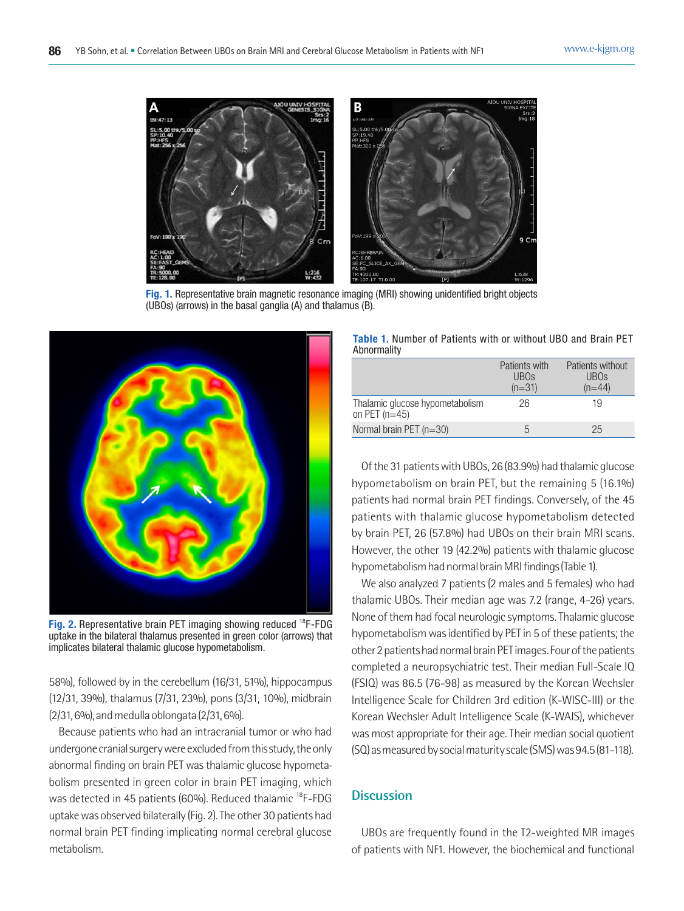Fig. 1. Representative brain magnetic resonance imaging (MRI) showing unidentified bright objects (UBOs) (arrows) in the basal ganglia (A) and thalamus (B).

Fig. 2. Representative brain PET imaging showing reduced $^{18}$F-FDG uptake in the bilateral thalamus presented in green color (arrows) that implicates bilateral thalamic glucose hypometabolism.

58%), followed by in the cerebellum (16/31, 51%), hippocampus (12/31, 39%), thalamus (7/31, 23%), pons (3/31, 10%), midbrain (2/31, 6%), and medulla oblongata (2/31, 6%).

Because patients who had an intracranial tumor or who had undergone cranial surgery were excluded from this study, the only abnormal finding on brain PET was thalamic glucose hypometabolism presented in green color in brain PET imaging, which was detected in 45 patients (60%). Reduced thalamic $^{18}$F-FDG uptake was observed bilaterally (Fig. 2). The other 30 patients had normal brain PET finding implicating normal cerebral glucose metabolism.

**Table 1.** Number of Patients with or without UBO and Brain PET Abnormality

| | Patients with UBOs (n=31) | Patients without UBOs (n=44) |
|---|---|---|
| Thalamic glucose hypometabolism on PET (n=45) | 26 | 19 |
| Normal brain PET (n=30) | 5 | 25 |

Of the 31 patients with UBOs, 26 (83.9%) had thalamic glucose hypometabolism on brain PET, but the remaining 5 (16.1%) patients had normal brain PET findings. Conversely, of the 45 patients with thalamic glucose hypometabolism detected by brain PET, 26 (57.8%) had UBOs on their brain MRI scans. However, the other 19 (42.2%) patients with thalamic glucose hypometabolism had normal brain MRI findings (Table 1).

We also analyzed 7 patients (2 males and 5 females) who had thalamic UBOs. Their median age was 7.2 (range, 4-26) years. None of them had focal neurologic symptoms. Thalamic glucose hypometabolism was identified by PET in 5 of these patients; the other 2 patients had normal brain PET images. Four of the patients completed a neuropsychiatric test. Their median Full-Scale IQ (FSIQ) was 86.5 (76-98) as measured by the Korean Wechsler Intelligence Scale for Children 3rd edition (K-WISC-III) or the Korean Wechsler Adult Intelligence Scale (K-WAIS), whichever was most appropriate for their age. Their median social quotient (SQ) as measured by social maturity scale (SMS) was 94.5 (81-118).

## Discussion

UBOs are frequently found in the T2-weighted MR images of patients with NF1. However, the biochemical and functional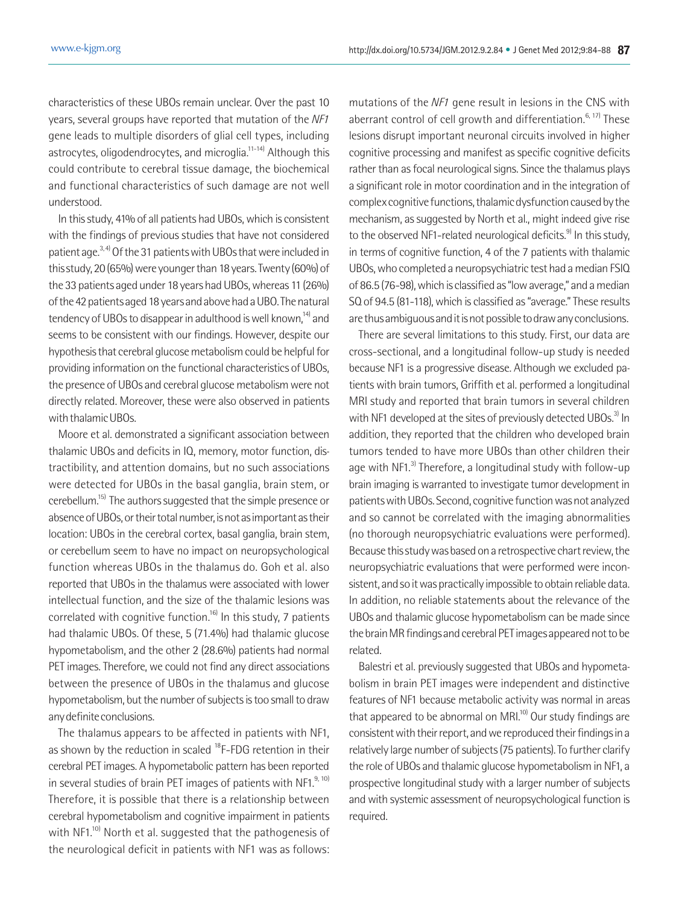characteristics of these UBOs remain unclear. Over the past 10 years, several groups have reported that mutation of the *NF1* gene leads to multiple disorders of glial cell types, including astrocytes, oligodendrocytes, and microglia.[11-14] Although this could contribute to cerebral tissue damage, the biochemical and functional characteristics of such damage are not well understood.

In this study, 41% of all patients had UBOs, which is consistent with the findings of previous studies that have not considered patient age.[3,4] Of the 31 patients with UBOs that were included in this study, 20 (65%) were younger than 18 years. Twenty (60%) of the 33 patients aged under 18 years had UBOs, whereas 11 (26%) of the 42 patients aged 18 years and above had a UBO. The natural tendency of UBOs to disappear in adulthood is well known,[14] and seems to be consistent with our findings. However, despite our hypothesis that cerebral glucose metabolism could be helpful for providing information on the functional characteristics of UBOs, the presence of UBOs and cerebral glucose metabolism were not directly related. Moreover, these were also observed in patients with thalamic UBOs.

Moore et al. demonstrated a significant association between thalamic UBOs and deficits in IQ, memory, motor function, distractibility, and attention domains, but no such associations were detected for UBOs in the basal ganglia, brain stem, or cerebellum.[15] The authors suggested that the simple presence or absence of UBOs, or their total number, is not as important as their location: UBOs in the cerebral cortex, basal ganglia, brain stem, or cerebellum seem to have no impact on neuropsychological function whereas UBOs in the thalamus do. Goh et al. also reported that UBOs in the thalamus were associated with lower intellectual function, and the size of the thalamic lesions was correlated with cognitive function.[16] In this study, 7 patients had thalamic UBOs. Of these, 5 (71.4%) had thalamic glucose hypometabolism, and the other 2 (28.6%) patients had normal PET images. Therefore, we could not find any direct associations between the presence of UBOs in the thalamus and glucose hypometabolism, but the number of subjects is too small to draw any definite conclusions.

The thalamus appears to be affected in patients with NF1, as shown by the reduction in scaled $^{18}$F-FDG retention in their cerebral PET images. A hypometabolic pattern has been reported in several studies of brain PET images of patients with NF1.[9,10] Therefore, it is possible that there is a relationship between cerebral hypometabolism and cognitive impairment in patients with NF1.[10] North et al. suggested that the pathogenesis of the neurological deficit in patients with NF1 was as follows: mutations of the *NF1* gene result in lesions in the CNS with aberrant control of cell growth and differentiation.[6,17] These lesions disrupt important neuronal circuits involved in higher cognitive processing and manifest as specific cognitive deficits rather than as focal neurological signs. Since the thalamus plays a significant role in motor coordination and in the integration of complex cognitive functions, thalamic dysfunction caused by the mechanism, as suggested by North et al., might indeed give rise to the observed NF1-related neurological deficits.[9] In this study, in terms of cognitive function, 4 of the 7 patients with thalamic UBOs, who completed a neuropsychiatric test had a median FSIQ of 86.5 (76-98), which is classified as "low average," and a median SQ of 94.5 (81-118), which is classified as "average." These results are thus ambiguous and it is not possible to draw any conclusions.

There are several limitations to this study. First, our data are cross-sectional, and a longitudinal follow-up study is needed because NF1 is a progressive disease. Although we excluded patients with brain tumors, Griffith et al. performed a longitudinal MRI study and reported that brain tumors in several children with NF1 developed at the sites of previously detected UBOs.[3] In addition, they reported that the children who developed brain tumors tended to have more UBOs than other children their age with NF1.[3] Therefore, a longitudinal study with follow-up brain imaging is warranted to investigate tumor development in patients with UBOs. Second, cognitive function was not analyzed and so cannot be correlated with the imaging abnormalities (no thorough neuropsychiatric evaluations were performed). Because this study was based on a retrospective chart review, the neuropsychiatric evaluations that were performed were inconsistent, and so it was practically impossible to obtain reliable data. In addition, no reliable statements about the relevance of the UBOs and thalamic glucose hypometabolism can be made since the brain MR findings and cerebral PET images appeared not to be related.

Balestri et al. previously suggested that UBOs and hypometabolism in brain PET images were independent and distinctive features of NF1 because metabolic activity was normal in areas that appeared to be abnormal on MRI.[10] Our study findings are consistent with their report, and we reproduced their findings in a relatively large number of subjects (75 patients). To further clarify the role of UBOs and thalamic glucose hypometabolism in NF1, a prospective longitudinal study with a larger number of subjects and with systemic assessment of neuropsychological function is required.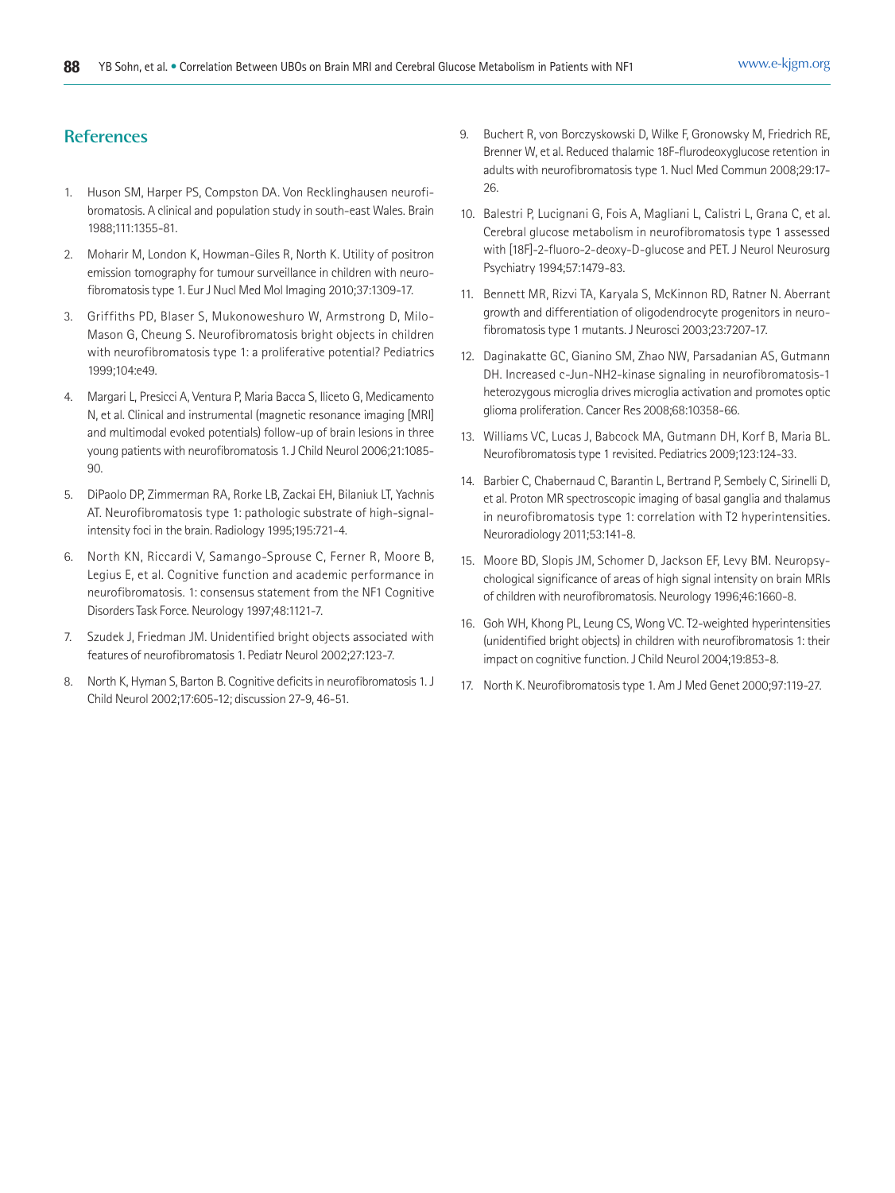## References

1. Huson SM, Harper PS, Compston DA. Von Recklinghausen neurofibromatosis. A clinical and population study in south-east Wales. Brain 1988;111:1355-81.
2. Moharir M, London K, Howman-Giles R, North K. Utility of positron emission tomography for tumour surveillance in children with neurofibromatosis type 1. Eur J Nucl Med Mol Imaging 2010;37:1309-17.
3. Griffiths PD, Blaser S, Mukonoweshuro W, Armstrong D, Milo-Mason G, Cheung S. Neurofibromatosis bright objects in children with neurofibromatosis type 1: a proliferative potential? Pediatrics 1999;104:e49.
4. Margari L, Presicci A, Ventura P, Maria Bacca S, Iliceto G, Medicamento N, et al. Clinical and instrumental (magnetic resonance imaging [MRI] and multimodal evoked potentials) follow-up of brain lesions in three young patients with neurofibromatosis 1. J Child Neurol 2006;21:1085-90.
5. DiPaolo DP, Zimmerman RA, Rorke LB, Zackai EH, Bilaniuk LT, Yachnis AT. Neurofibromatosis type 1: pathologic substrate of high-signal-intensity foci in the brain. Radiology 1995;195:721-4.
6. North KN, Riccardi V, Samango-Sprouse C, Ferner R, Moore B, Legius E, et al. Cognitive function and academic performance in neurofibromatosis. 1: consensus statement from the NF1 Cognitive Disorders Task Force. Neurology 1997;48:1121-7.
7. Szudek J, Friedman JM. Unidentified bright objects associated with features of neurofibromatosis 1. Pediatr Neurol 2002;27:123-7.
8. North K, Hyman S, Barton B. Cognitive deficits in neurofibromatosis 1. J Child Neurol 2002;17:605-12; discussion 27-9, 46-51.
9. Buchert R, von Borczyskowski D, Wilke F, Gronowsky M, Friedrich RE, Brenner W, et al. Reduced thalamic 18F-flurodeoxyglucose retention in adults with neurofibromatosis type 1. Nucl Med Commun 2008;29:17-26.
10. Balestri P, Lucignani G, Fois A, Magliani L, Calistri L, Grana C, et al. Cerebral glucose metabolism in neurofibromatosis type 1 assessed with [18F]-2-fluoro-2-deoxy-D-glucose and PET. J Neurol Neurosurg Psychiatry 1994;57:1479-83.
11. Bennett MR, Rizvi TA, Karyala S, McKinnon RD, Ratner N. Aberrant growth and differentiation of oligodendrocyte progenitors in neurofibromatosis type 1 mutants. J Neurosci 2003;23:7207-17.
12. Daginakatte GC, Gianino SM, Zhao NW, Parsadanian AS, Gutmann DH. Increased c-Jun-NH2-kinase signaling in neurofibromatosis-1 heterozygous microglia drives microglia activation and promotes optic glioma proliferation. Cancer Res 2008;68:10358-66.
13. Williams VC, Lucas J, Babcock MA, Gutmann DH, Korf B, Maria BL. Neurofibromatosis type 1 revisited. Pediatrics 2009;123:124-33.
14. Barbier C, Chabernaud C, Barantin L, Bertrand P, Sembely C, Sirinelli D, et al. Proton MR spectroscopic imaging of basal ganglia and thalamus in neurofibromatosis type 1: correlation with T2 hyperintensities. Neuroradiology 2011;53:141-8.
15. Moore BD, Slopis JM, Schomer D, Jackson EF, Levy BM. Neuropsychological significance of areas of high signal intensity on brain MRIs of children with neurofibromatosis. Neurology 1996;46:1660-8.
16. Goh WH, Khong PL, Leung CS, Wong VC. T2-weighted hyperintensities (unidentified bright objects) in children with neurofibromatosis 1: their impact on cognitive function. J Child Neurol 2004;19:853-8.
17. North K. Neurofibromatosis type 1. Am J Med Genet 2000;97:119-27.